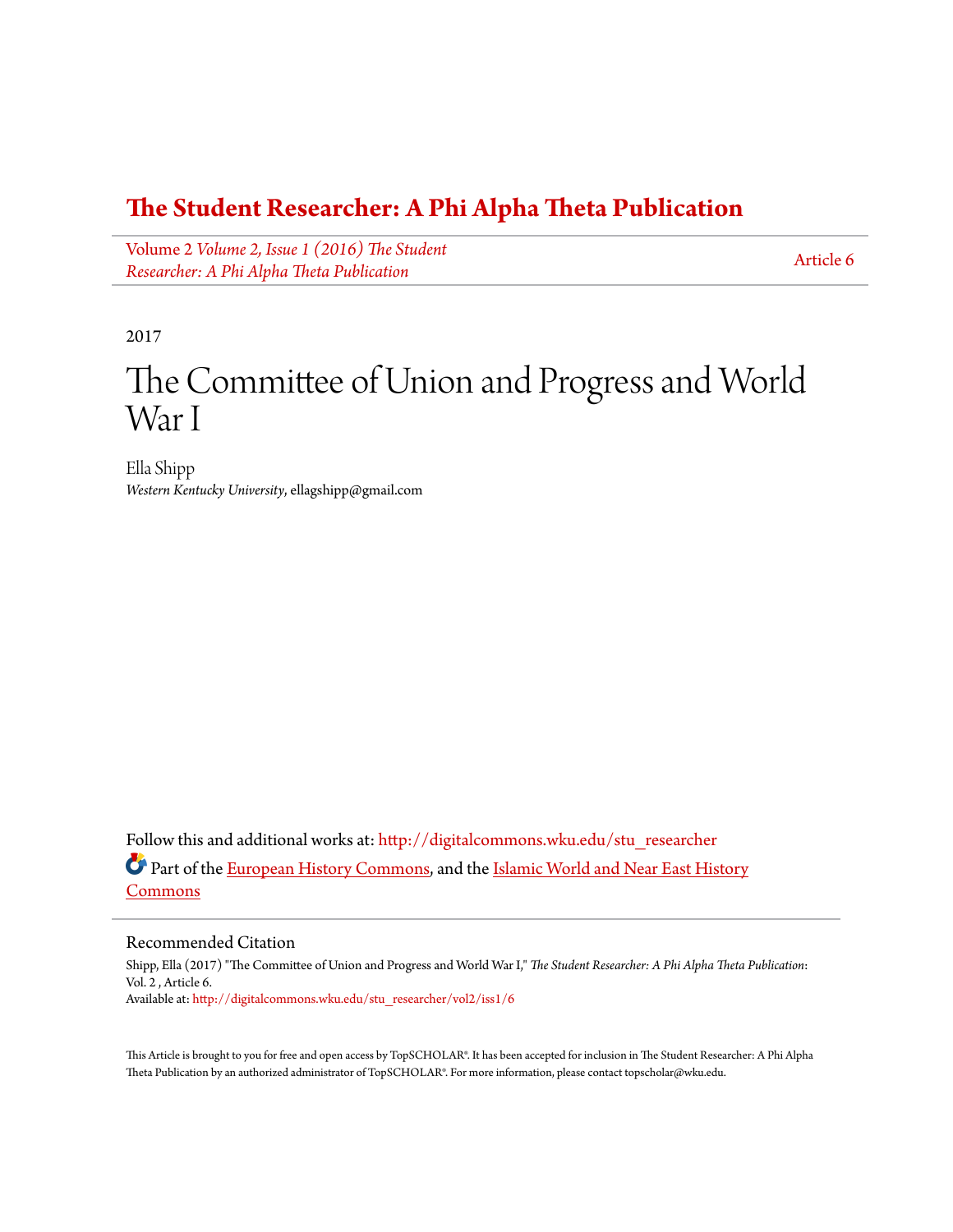# The Student Researcher: A Phi Alpha Theta Publication

Volume 2 *Volume 2, Issue 1 (2016) The Student Researcher: A Phi Alpha Theta Publication*

Article 6

2017

# The Committee of Union and Progress and World War I

Ella Shipp
*Western Kentucky University*, ellagshipp@gmail.com

Follow this and additional works at: http://digitalcommons.wku.edu/stu_researcher

Part of the European History Commons, and the Islamic World and Near East History Commons

## Recommended Citation

Shipp, Ella (2017) "The Committee of Union and Progress and World War I," *The Student Researcher: A Phi Alpha Theta Publication*: Vol. 2 , Article 6.
Available at: http://digitalcommons.wku.edu/stu_researcher/vol2/iss1/6

This Article is brought to you for free and open access by TopSCHOLAR®. It has been accepted for inclusion in The Student Researcher: A Phi Alpha Theta Publication by an authorized administrator of TopSCHOLAR®. For more information, please contact topscholar@wku.edu.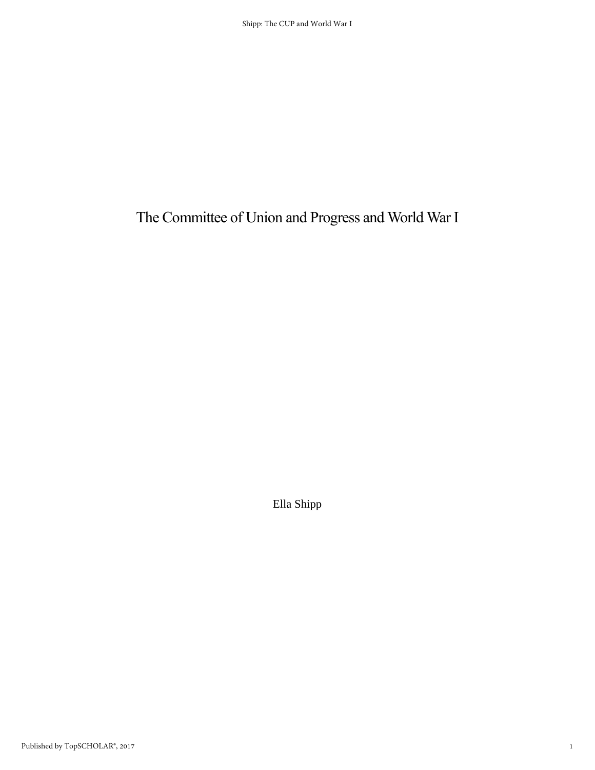# The Committee of Union and Progress and World War I

Ella Shipp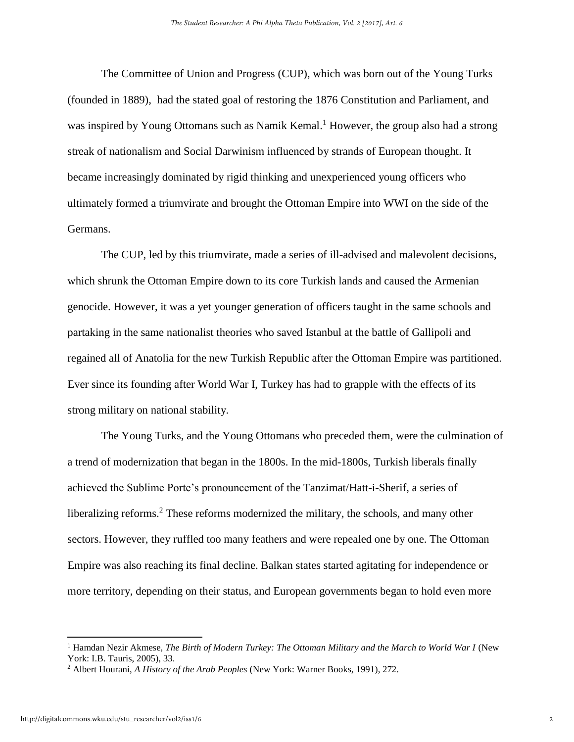The Committee of Union and Progress (CUP), which was born out of the Young Turks (founded in 1889), had the stated goal of restoring the 1876 Constitution and Parliament, and was inspired by Young Ottomans such as Namik Kemal.[1] However, the group also had a strong streak of nationalism and Social Darwinism influenced by strands of European thought. It became increasingly dominated by rigid thinking and unexperienced young officers who ultimately formed a triumvirate and brought the Ottoman Empire into WWI on the side of the Germans.

The CUP, led by this triumvirate, made a series of ill-advised and malevolent decisions, which shrunk the Ottoman Empire down to its core Turkish lands and caused the Armenian genocide. However, it was a yet younger generation of officers taught in the same schools and partaking in the same nationalist theories who saved Istanbul at the battle of Gallipoli and regained all of Anatolia for the new Turkish Republic after the Ottoman Empire was partitioned. Ever since its founding after World War I, Turkey has had to grapple with the effects of its strong military on national stability.

The Young Turks, and the Young Ottomans who preceded them, were the culmination of a trend of modernization that began in the 1800s. In the mid-1800s, Turkish liberals finally achieved the Sublime Porte's pronouncement of the Tanzimat/Hatt-i-Sherif, a series of liberalizing reforms.[2] These reforms modernized the military, the schools, and many other sectors. However, they ruffled too many feathers and were repealed one by one. The Ottoman Empire was also reaching its final decline. Balkan states started agitating for independence or more territory, depending on their status, and European governments began to hold even more

---

[1] Hamdan Nezir Akmese, *The Birth of Modern Turkey: The Ottoman Military and the March to World War I* (New York: I.B. Tauris, 2005), 33.

[2] Albert Hourani, *A History of the Arab Peoples* (New York: Warner Books, 1991), 272.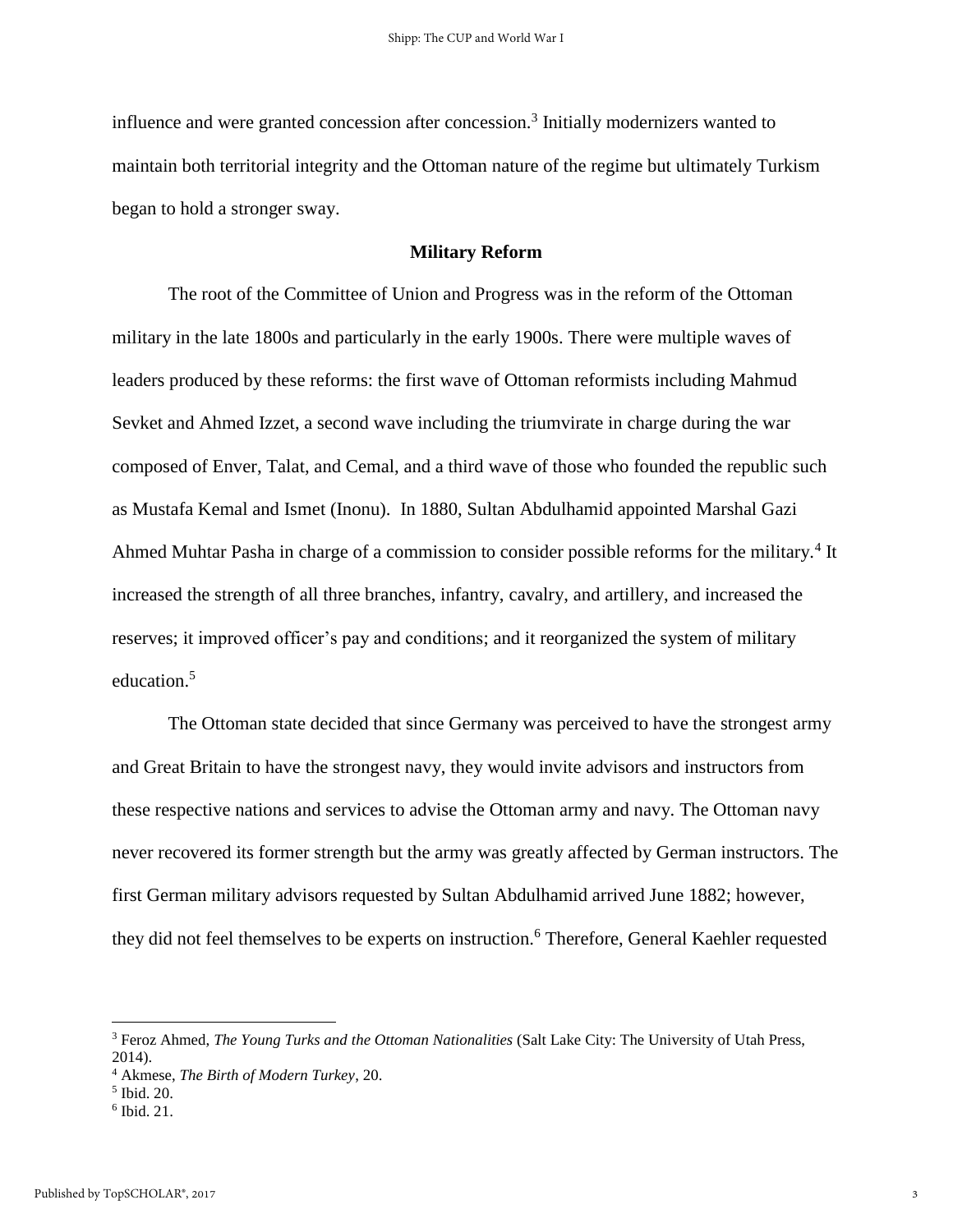influence and were granted concession after concession.[3] Initially modernizers wanted to maintain both territorial integrity and the Ottoman nature of the regime but ultimately Turkism began to hold a stronger sway.

## Military Reform

The root of the Committee of Union and Progress was in the reform of the Ottoman military in the late 1800s and particularly in the early 1900s. There were multiple waves of leaders produced by these reforms: the first wave of Ottoman reformists including Mahmud Sevket and Ahmed Izzet, a second wave including the triumvirate in charge during the war composed of Enver, Talat, and Cemal, and a third wave of those who founded the republic such as Mustafa Kemal and Ismet (Inonu). In 1880, Sultan Abdulhamid appointed Marshal Gazi Ahmed Muhtar Pasha in charge of a commission to consider possible reforms for the military.[4] It increased the strength of all three branches, infantry, cavalry, and artillery, and increased the reserves; it improved officer's pay and conditions; and it reorganized the system of military education.[5]

The Ottoman state decided that since Germany was perceived to have the strongest army and Great Britain to have the strongest navy, they would invite advisors and instructors from these respective nations and services to advise the Ottoman army and navy. The Ottoman navy never recovered its former strength but the army was greatly affected by German instructors. The first German military advisors requested by Sultan Abdulhamid arrived June 1882; however, they did not feel themselves to be experts on instruction.[6] Therefore, General Kaehler requested

---

[3] Feroz Ahmed, *The Young Turks and the Ottoman Nationalities* (Salt Lake City: The University of Utah Press, 2014).

[4] Akmese, *The Birth of Modern Turkey*, 20.

[5] Ibid. 20.

[6] Ibid. 21.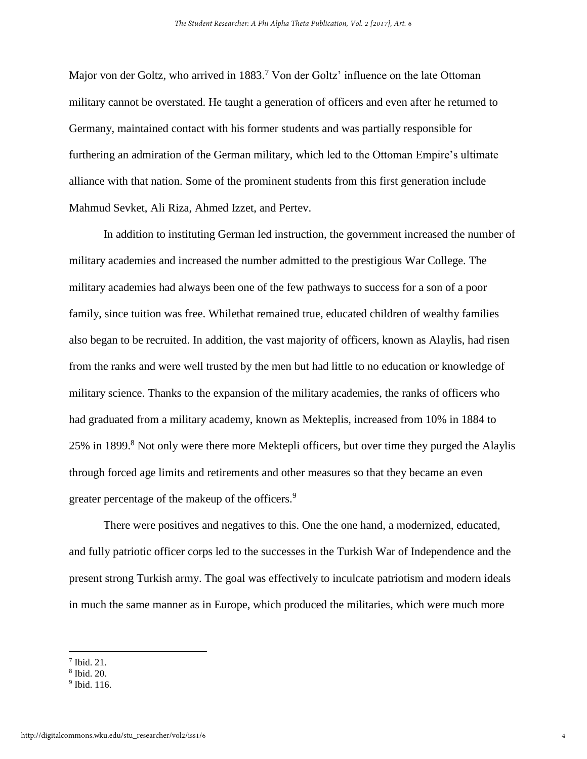Major von der Goltz, who arrived in 1883.[7] Von der Goltz' influence on the late Ottoman military cannot be overstated. He taught a generation of officers and even after he returned to Germany, maintained contact with his former students and was partially responsible for furthering an admiration of the German military, which led to the Ottoman Empire's ultimate alliance with that nation. Some of the prominent students from this first generation include Mahmud Sevket, Ali Riza, Ahmed Izzet, and Pertev.

In addition to instituting German led instruction, the government increased the number of military academies and increased the number admitted to the prestigious War College. The military academies had always been one of the few pathways to success for a son of a poor family, since tuition was free. Whilethat remained true, educated children of wealthy families also began to be recruited. In addition, the vast majority of officers, known as Alaylis, had risen from the ranks and were well trusted by the men but had little to no education or knowledge of military science. Thanks to the expansion of the military academies, the ranks of officers who had graduated from a military academy, known as Mekteplis, increased from 10% in 1884 to 25% in 1899.[8] Not only were there more Mektepli officers, but over time they purged the Alaylis through forced age limits and retirements and other measures so that they became an even greater percentage of the makeup of the officers.[9]

There were positives and negatives to this. One the one hand, a modernized, educated, and fully patriotic officer corps led to the successes in the Turkish War of Independence and the present strong Turkish army. The goal was effectively to inculcate patriotism and modern ideals in much the same manner as in Europe, which produced the militaries, which were much more

---

[7] Ibid. 21.

[8] Ibid. 20.

[9] Ibid. 116.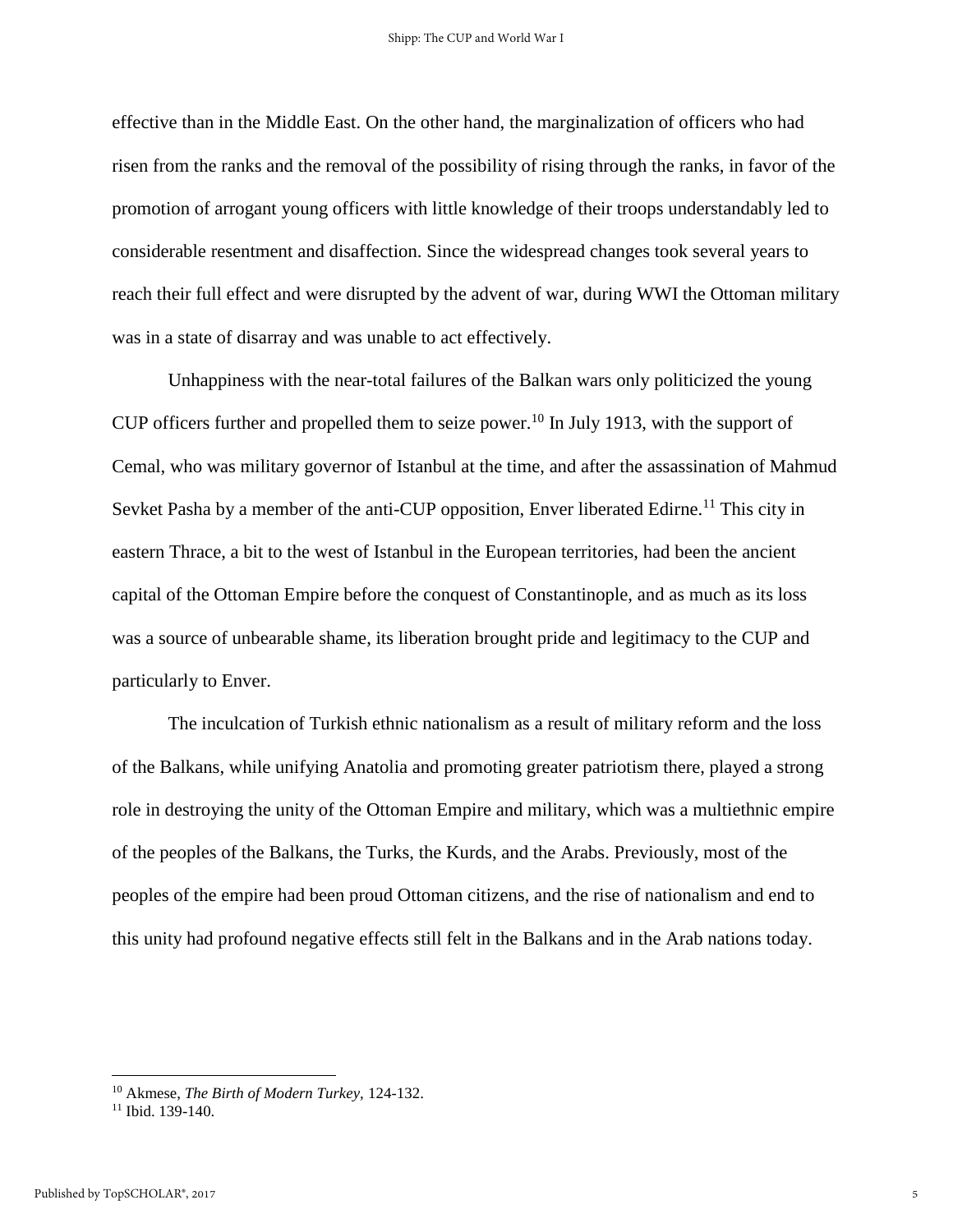effective than in the Middle East. On the other hand, the marginalization of officers who had risen from the ranks and the removal of the possibility of rising through the ranks, in favor of the promotion of arrogant young officers with little knowledge of their troops understandably led to considerable resentment and disaffection. Since the widespread changes took several years to reach their full effect and were disrupted by the advent of war, during WWI the Ottoman military was in a state of disarray and was unable to act effectively.

Unhappiness with the near-total failures of the Balkan wars only politicized the young CUP officers further and propelled them to seize power.[10] In July 1913, with the support of Cemal, who was military governor of Istanbul at the time, and after the assassination of Mahmud Sevket Pasha by a member of the anti-CUP opposition, Enver liberated Edirne.[11] This city in eastern Thrace, a bit to the west of Istanbul in the European territories, had been the ancient capital of the Ottoman Empire before the conquest of Constantinople, and as much as its loss was a source of unbearable shame, its liberation brought pride and legitimacy to the CUP and particularly to Enver.

The inculcation of Turkish ethnic nationalism as a result of military reform and the loss of the Balkans, while unifying Anatolia and promoting greater patriotism there, played a strong role in destroying the unity of the Ottoman Empire and military, which was a multiethnic empire of the peoples of the Balkans, the Turks, the Kurds, and the Arabs. Previously, most of the peoples of the empire had been proud Ottoman citizens, and the rise of nationalism and end to this unity had profound negative effects still felt in the Balkans and in the Arab nations today.

---

[10] Akmese, *The Birth of Modern Turkey,* 124-132.

[11] Ibid. 139-140.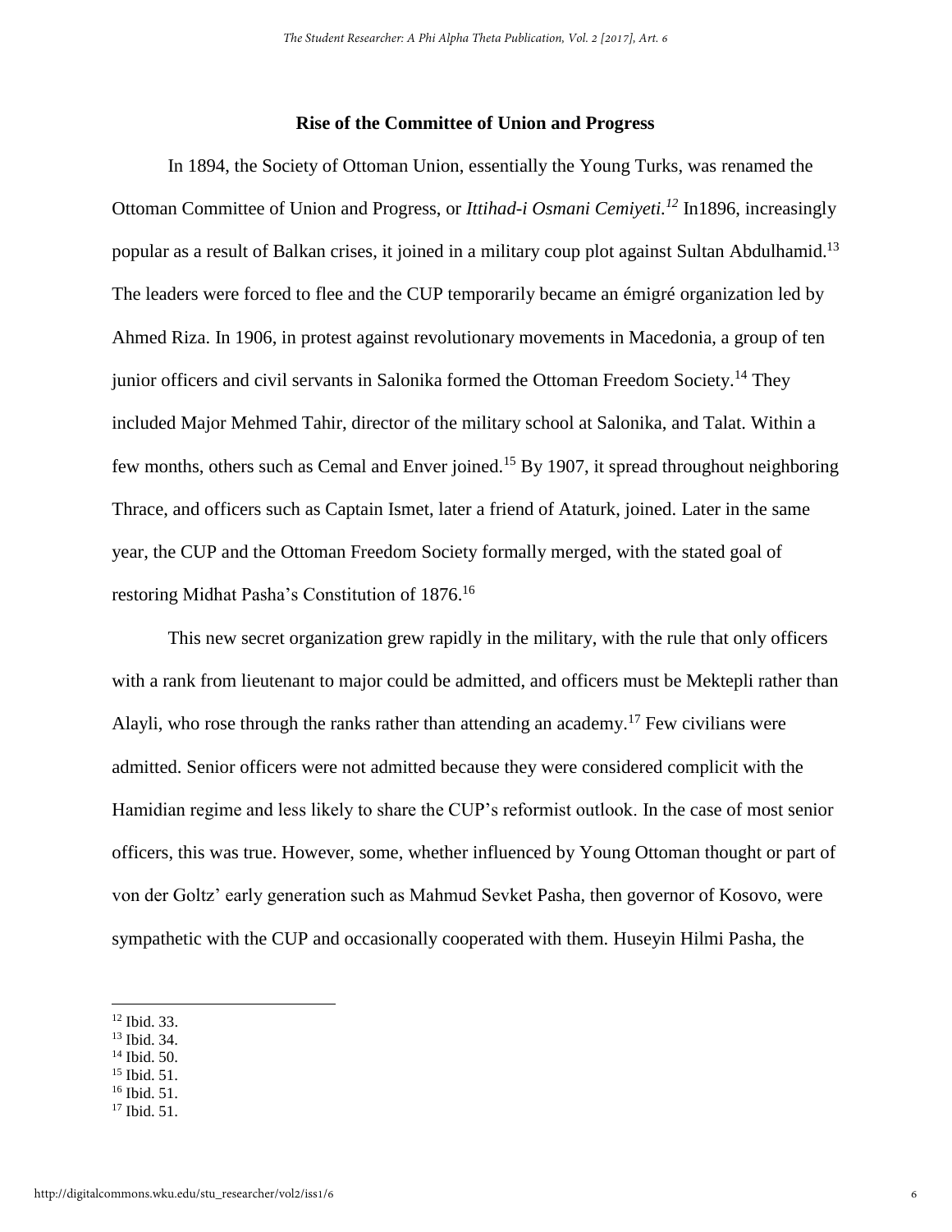## Rise of the Committee of Union and Progress

In 1894, the Society of Ottoman Union, essentially the Young Turks, was renamed the Ottoman Committee of Union and Progress, or *Ittihad-i Osmani Cemiyeti.*[12] In1896, increasingly popular as a result of Balkan crises, it joined in a military coup plot against Sultan Abdulhamid.[13] The leaders were forced to flee and the CUP temporarily became an émigré organization led by Ahmed Riza. In 1906, in protest against revolutionary movements in Macedonia, a group of ten junior officers and civil servants in Salonika formed the Ottoman Freedom Society.[14] They included Major Mehmed Tahir, director of the military school at Salonika, and Talat. Within a few months, others such as Cemal and Enver joined.[15] By 1907, it spread throughout neighboring Thrace, and officers such as Captain Ismet, later a friend of Ataturk, joined. Later in the same year, the CUP and the Ottoman Freedom Society formally merged, with the stated goal of restoring Midhat Pasha's Constitution of 1876.[16]

This new secret organization grew rapidly in the military, with the rule that only officers with a rank from lieutenant to major could be admitted, and officers must be Mektepli rather than Alayli, who rose through the ranks rather than attending an academy.[17] Few civilians were admitted. Senior officers were not admitted because they were considered complicit with the Hamidian regime and less likely to share the CUP's reformist outlook. In the case of most senior officers, this was true. However, some, whether influenced by Young Ottoman thought or part of von der Goltz' early generation such as Mahmud Sevket Pasha, then governor of Kosovo, were sympathetic with the CUP and occasionally cooperated with them. Huseyin Hilmi Pasha, the

---

[12] Ibid. 33.
[13] Ibid. 34.
[14] Ibid. 50.
[15] Ibid. 51.
[16] Ibid. 51.
[17] Ibid. 51.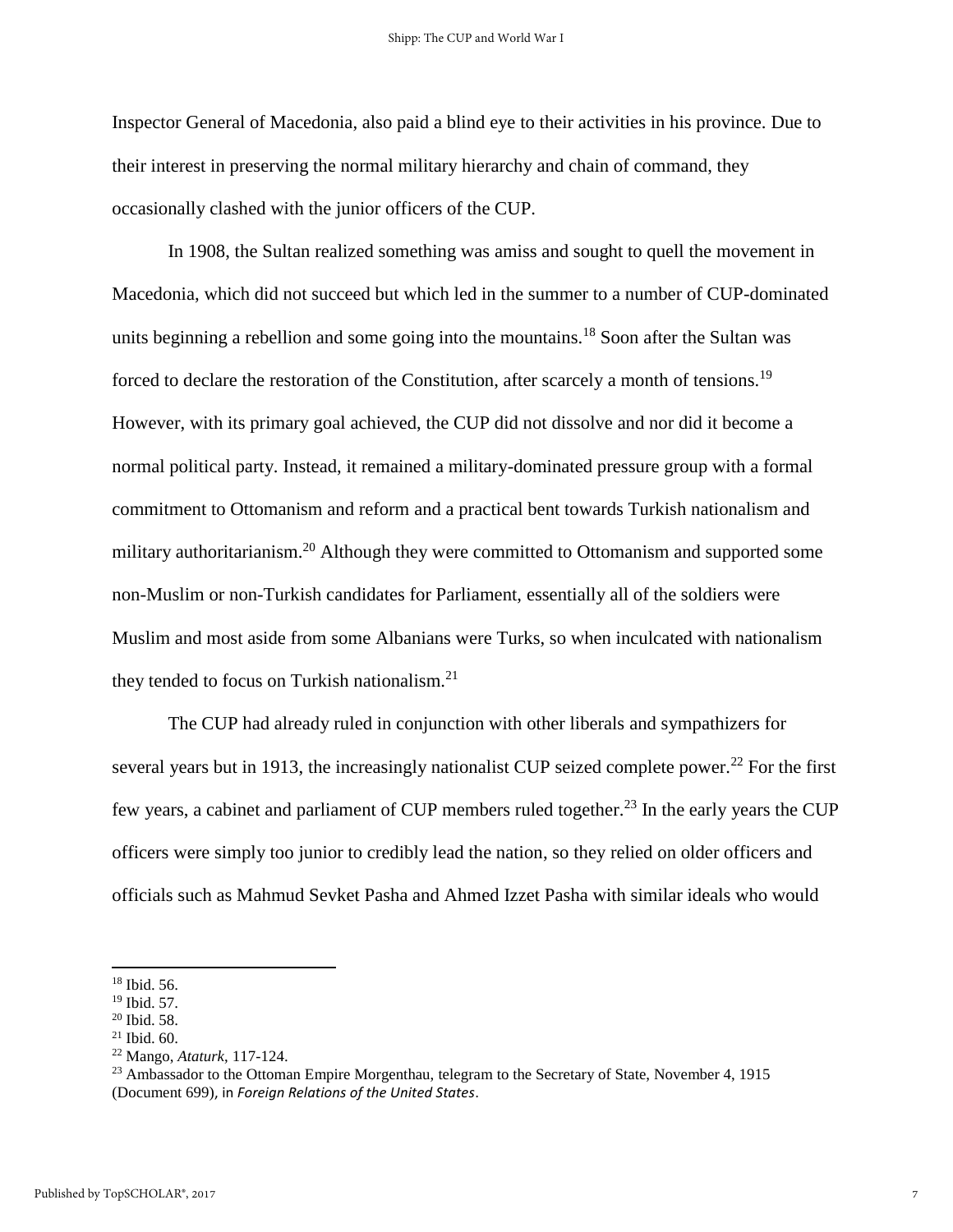Inspector General of Macedonia, also paid a blind eye to their activities in his province. Due to their interest in preserving the normal military hierarchy and chain of command, they occasionally clashed with the junior officers of the CUP.

In 1908, the Sultan realized something was amiss and sought to quell the movement in Macedonia, which did not succeed but which led in the summer to a number of CUP-dominated units beginning a rebellion and some going into the mountains.[18] Soon after the Sultan was forced to declare the restoration of the Constitution, after scarcely a month of tensions.[19] However, with its primary goal achieved, the CUP did not dissolve and nor did it become a normal political party. Instead, it remained a military-dominated pressure group with a formal commitment to Ottomanism and reform and a practical bent towards Turkish nationalism and military authoritarianism.[20] Although they were committed to Ottomanism and supported some non-Muslim or non-Turkish candidates for Parliament, essentially all of the soldiers were Muslim and most aside from some Albanians were Turks, so when inculcated with nationalism they tended to focus on Turkish nationalism.[21]

The CUP had already ruled in conjunction with other liberals and sympathizers for several years but in 1913, the increasingly nationalist CUP seized complete power.[22] For the first few years, a cabinet and parliament of CUP members ruled together.[23] In the early years the CUP officers were simply too junior to credibly lead the nation, so they relied on older officers and officials such as Mahmud Sevket Pasha and Ahmed Izzet Pasha with similar ideals who would

---

[18] Ibid. 56.

[19] Ibid. 57.

[20] Ibid. 58.

[21] Ibid. 60.

[22] Mango, *Ataturk*, 117-124.

[23] Ambassador to the Ottoman Empire Morgenthau, telegram to the Secretary of State, November 4, 1915 (Document 699), in *Foreign Relations of the United States*.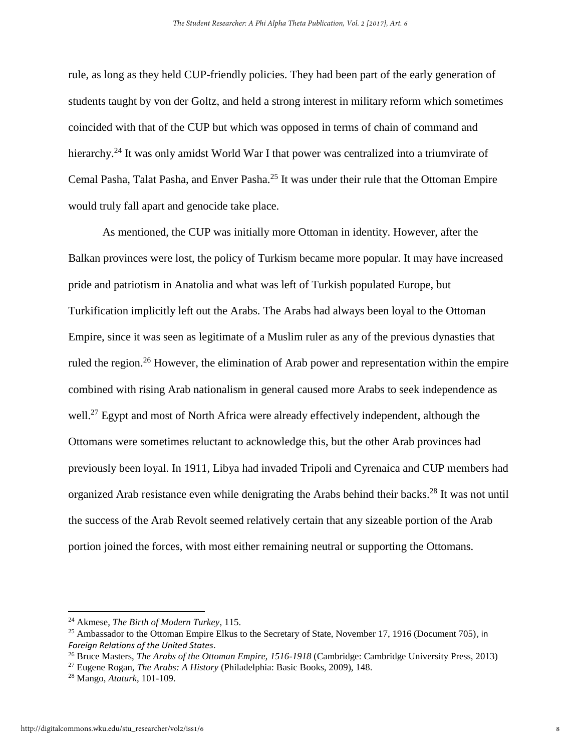rule, as long as they held CUP-friendly policies. They had been part of the early generation of students taught by von der Goltz, and held a strong interest in military reform which sometimes coincided with that of the CUP but which was opposed in terms of chain of command and hierarchy.[24] It was only amidst World War I that power was centralized into a triumvirate of Cemal Pasha, Talat Pasha, and Enver Pasha.[25] It was under their rule that the Ottoman Empire would truly fall apart and genocide take place.

As mentioned, the CUP was initially more Ottoman in identity. However, after the Balkan provinces were lost, the policy of Turkism became more popular. It may have increased pride and patriotism in Anatolia and what was left of Turkish populated Europe, but Turkification implicitly left out the Arabs. The Arabs had always been loyal to the Ottoman Empire, since it was seen as legitimate of a Muslim ruler as any of the previous dynasties that ruled the region.[26] However, the elimination of Arab power and representation within the empire combined with rising Arab nationalism in general caused more Arabs to seek independence as well.[27] Egypt and most of North Africa were already effectively independent, although the Ottomans were sometimes reluctant to acknowledge this, but the other Arab provinces had previously been loyal. In 1911, Libya had invaded Tripoli and Cyrenaica and CUP members had organized Arab resistance even while denigrating the Arabs behind their backs.[28] It was not until the success of the Arab Revolt seemed relatively certain that any sizeable portion of the Arab portion joined the forces, with most either remaining neutral or supporting the Ottomans.

---

[24] Akmese, *The Birth of Modern Turkey*, 115.

[25] Ambassador to the Ottoman Empire Elkus to the Secretary of State, November 17, 1916 (Document 705), in *Foreign Relations of the United States*.

[26] Bruce Masters, *The Arabs of the Ottoman Empire, 1516-1918* (Cambridge: Cambridge University Press, 2013)

[27] Eugene Rogan, *The Arabs: A History* (Philadelphia: Basic Books, 2009), 148.

[28] Mango, *Ataturk*, 101-109.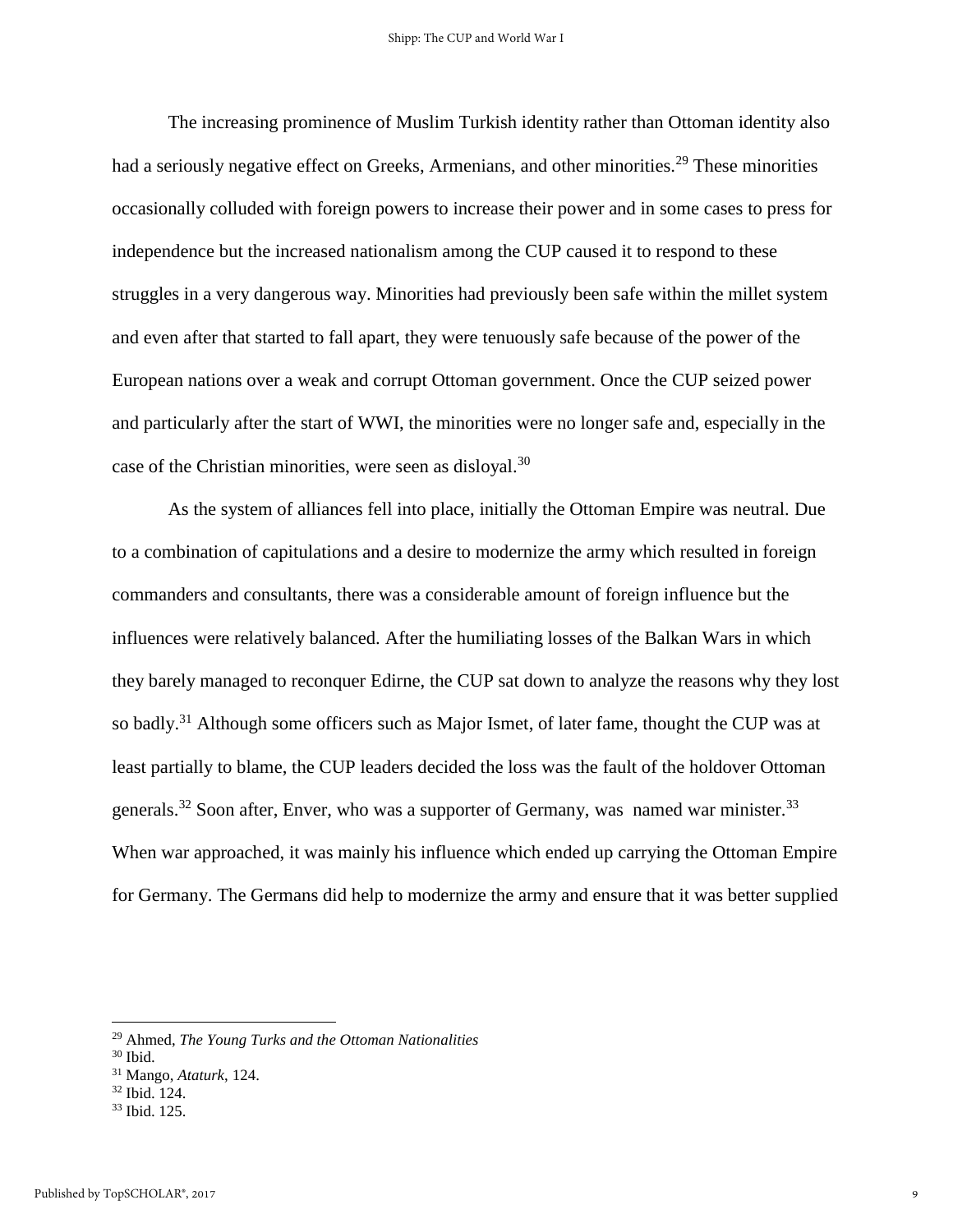The increasing prominence of Muslim Turkish identity rather than Ottoman identity also had a seriously negative effect on Greeks, Armenians, and other minorities.[29] These minorities occasionally colluded with foreign powers to increase their power and in some cases to press for independence but the increased nationalism among the CUP caused it to respond to these struggles in a very dangerous way. Minorities had previously been safe within the millet system and even after that started to fall apart, they were tenuously safe because of the power of the European nations over a weak and corrupt Ottoman government. Once the CUP seized power and particularly after the start of WWI, the minorities were no longer safe and, especially in the case of the Christian minorities, were seen as disloyal.[30]

As the system of alliances fell into place, initially the Ottoman Empire was neutral. Due to a combination of capitulations and a desire to modernize the army which resulted in foreign commanders and consultants, there was a considerable amount of foreign influence but the influences were relatively balanced. After the humiliating losses of the Balkan Wars in which they barely managed to reconquer Edirne, the CUP sat down to analyze the reasons why they lost so badly.[31] Although some officers such as Major Ismet, of later fame, thought the CUP was at least partially to blame, the CUP leaders decided the loss was the fault of the holdover Ottoman generals.[32] Soon after, Enver, who was a supporter of Germany, was named war minister.[33] When war approached, it was mainly his influence which ended up carrying the Ottoman Empire for Germany. The Germans did help to modernize the army and ensure that it was better supplied

---

[29] Ahmed, *The Young Turks and the Ottoman Nationalities*

[30] Ibid.

[31] Mango, *Ataturk*, 124.

[32] Ibid. 124.

[33] Ibid. 125.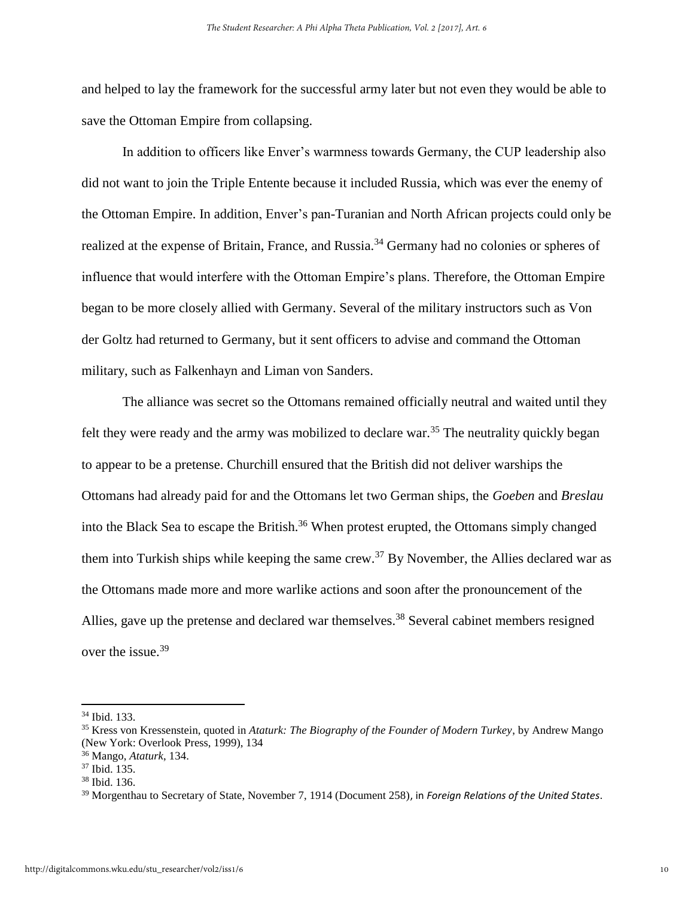and helped to lay the framework for the successful army later but not even they would be able to save the Ottoman Empire from collapsing.

In addition to officers like Enver's warmness towards Germany, the CUP leadership also did not want to join the Triple Entente because it included Russia, which was ever the enemy of the Ottoman Empire. In addition, Enver's pan-Turanian and North African projects could only be realized at the expense of Britain, France, and Russia.[34] Germany had no colonies or spheres of influence that would interfere with the Ottoman Empire's plans. Therefore, the Ottoman Empire began to be more closely allied with Germany. Several of the military instructors such as Von der Goltz had returned to Germany, but it sent officers to advise and command the Ottoman military, such as Falkenhayn and Liman von Sanders.

The alliance was secret so the Ottomans remained officially neutral and waited until they felt they were ready and the army was mobilized to declare war.[35] The neutrality quickly began to appear to be a pretense. Churchill ensured that the British did not deliver warships the Ottomans had already paid for and the Ottomans let two German ships, the *Goeben* and *Breslau* into the Black Sea to escape the British.[36] When protest erupted, the Ottomans simply changed them into Turkish ships while keeping the same crew.[37] By November, the Allies declared war as the Ottomans made more and more warlike actions and soon after the pronouncement of the Allies, gave up the pretense and declared war themselves.[38] Several cabinet members resigned over the issue.[39]

---

[34] Ibid. 133.

[35] Kress von Kressenstein, quoted in *Ataturk: The Biography of the Founder of Modern Turkey*, by Andrew Mango (New York: Overlook Press, 1999), 134

[36] Mango, *Ataturk*, 134.

[37] Ibid. 135.

[38] Ibid. 136.

[39] Morgenthau to Secretary of State, November 7, 1914 (Document 258), in *Foreign Relations of the United States*.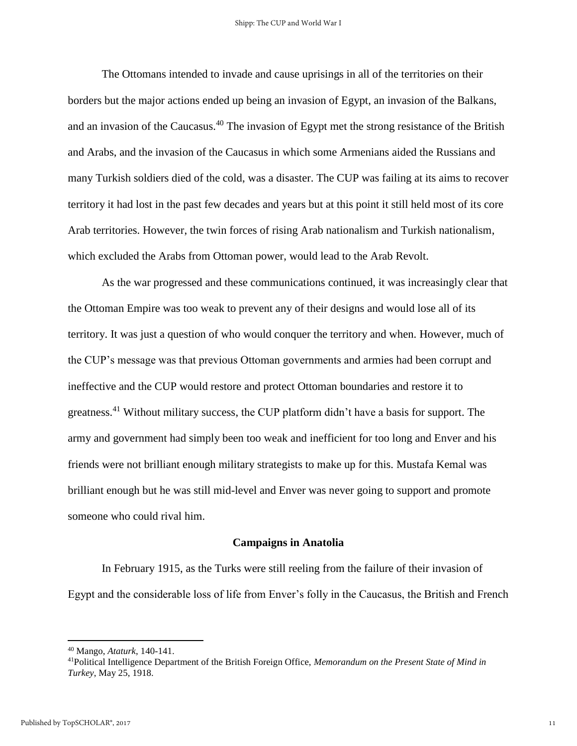The Ottomans intended to invade and cause uprisings in all of the territories on their borders but the major actions ended up being an invasion of Egypt, an invasion of the Balkans, and an invasion of the Caucasus.[40] The invasion of Egypt met the strong resistance of the British and Arabs, and the invasion of the Caucasus in which some Armenians aided the Russians and many Turkish soldiers died of the cold, was a disaster. The CUP was failing at its aims to recover territory it had lost in the past few decades and years but at this point it still held most of its core Arab territories. However, the twin forces of rising Arab nationalism and Turkish nationalism, which excluded the Arabs from Ottoman power, would lead to the Arab Revolt.

As the war progressed and these communications continued, it was increasingly clear that the Ottoman Empire was too weak to prevent any of their designs and would lose all of its territory. It was just a question of who would conquer the territory and when. However, much of the CUP's message was that previous Ottoman governments and armies had been corrupt and ineffective and the CUP would restore and protect Ottoman boundaries and restore it to greatness.[41] Without military success, the CUP platform didn't have a basis for support. The army and government had simply been too weak and inefficient for too long and Enver and his friends were not brilliant enough military strategists to make up for this. Mustafa Kemal was brilliant enough but he was still mid-level and Enver was never going to support and promote someone who could rival him.

### Campaigns in Anatolia

In February 1915, as the Turks were still reeling from the failure of their invasion of Egypt and the considerable loss of life from Enver's folly in the Caucasus, the British and French

---

[40] Mango, *Ataturk*, 140-141.

[41] Political Intelligence Department of the British Foreign Office, *Memorandum on the Present State of Mind in Turkey*, May 25, 1918.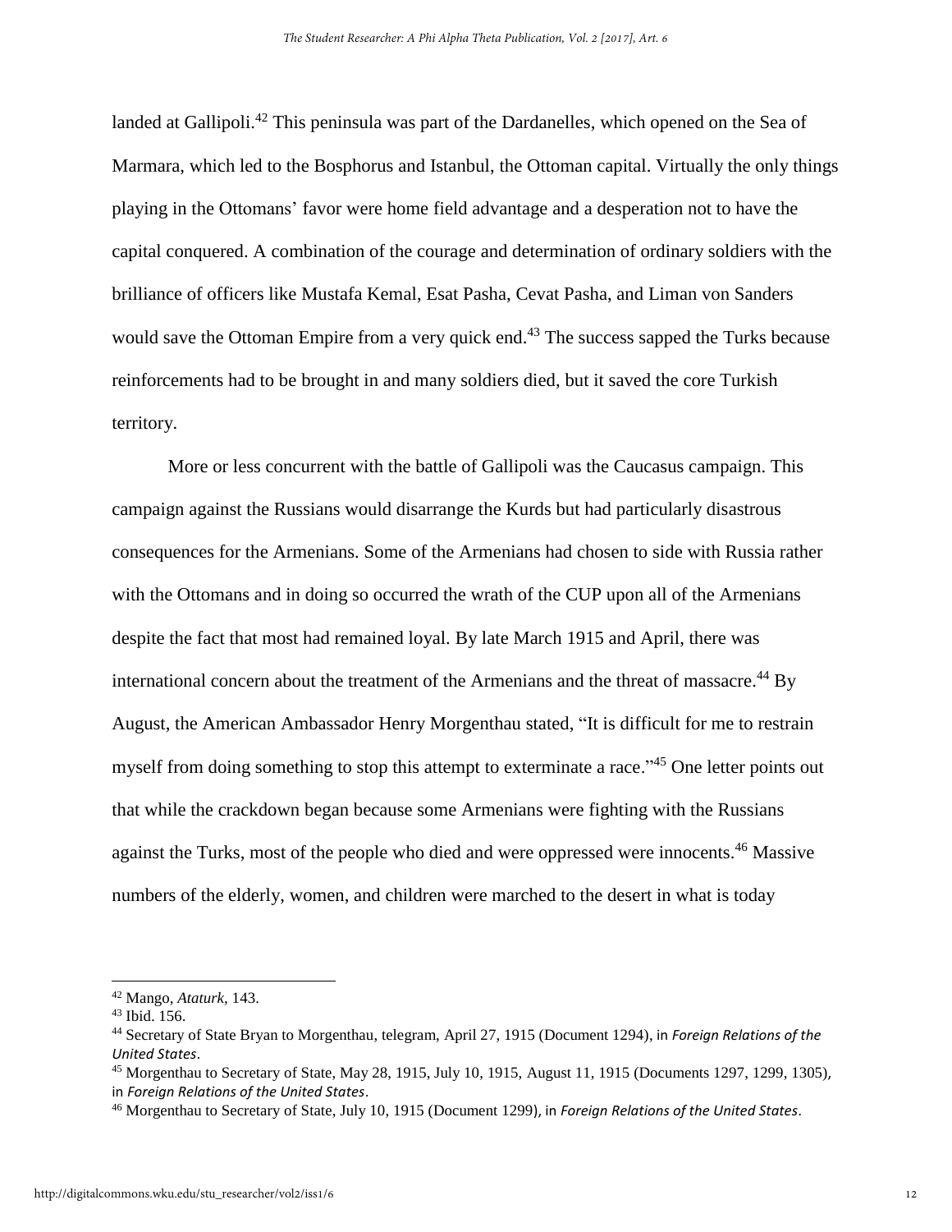landed at Gallipoli.[42] This peninsula was part of the Dardanelles, which opened on the Sea of Marmara, which led to the Bosphorus and Istanbul, the Ottoman capital. Virtually the only things playing in the Ottomans' favor were home field advantage and a desperation not to have the capital conquered. A combination of the courage and determination of ordinary soldiers with the brilliance of officers like Mustafa Kemal, Esat Pasha, Cevat Pasha, and Liman von Sanders would save the Ottoman Empire from a very quick end.[43] The success sapped the Turks because reinforcements had to be brought in and many soldiers died, but it saved the core Turkish territory.

More or less concurrent with the battle of Gallipoli was the Caucasus campaign. This campaign against the Russians would disarrange the Kurds but had particularly disastrous consequences for the Armenians. Some of the Armenians had chosen to side with Russia rather with the Ottomans and in doing so occurred the wrath of the CUP upon all of the Armenians despite the fact that most had remained loyal. By late March 1915 and April, there was international concern about the treatment of the Armenians and the threat of massacre.[44] By August, the American Ambassador Henry Morgenthau stated, "It is difficult for me to restrain myself from doing something to stop this attempt to exterminate a race."[45] One letter points out that while the crackdown began because some Armenians were fighting with the Russians against the Turks, most of the people who died and were oppressed were innocents.[46] Massive numbers of the elderly, women, and children were marched to the desert in what is today

---

[42] Mango, *Ataturk*, 143.

[43] Ibid. 156.

[44] Secretary of State Bryan to Morgenthau, telegram, April 27, 1915 (Document 1294), in *Foreign Relations of the United States*.

[45] Morgenthau to Secretary of State, May 28, 1915, July 10, 1915, August 11, 1915 (Documents 1297, 1299, 1305), in *Foreign Relations of the United States*.

[46] Morgenthau to Secretary of State, July 10, 1915 (Document 1299), in *Foreign Relations of the United States*.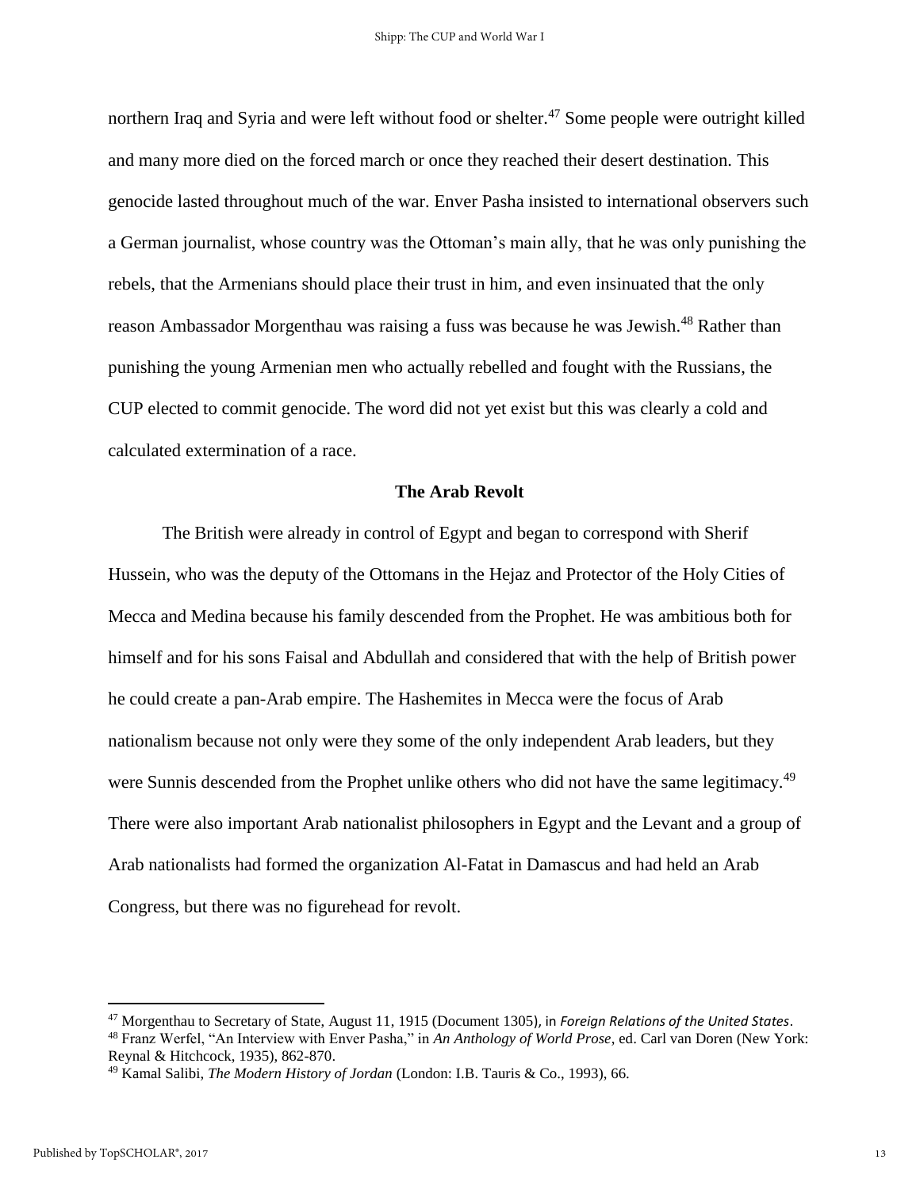northern Iraq and Syria and were left without food or shelter.[47] Some people were outright killed and many more died on the forced march or once they reached their desert destination. This genocide lasted throughout much of the war. Enver Pasha insisted to international observers such a German journalist, whose country was the Ottoman's main ally, that he was only punishing the rebels, that the Armenians should place their trust in him, and even insinuated that the only reason Ambassador Morgenthau was raising a fuss was because he was Jewish.[48] Rather than punishing the young Armenian men who actually rebelled and fought with the Russians, the CUP elected to commit genocide. The word did not yet exist but this was clearly a cold and calculated extermination of a race.

### The Arab Revolt

The British were already in control of Egypt and began to correspond with Sherif Hussein, who was the deputy of the Ottomans in the Hejaz and Protector of the Holy Cities of Mecca and Medina because his family descended from the Prophet. He was ambitious both for himself and for his sons Faisal and Abdullah and considered that with the help of British power he could create a pan-Arab empire. The Hashemites in Mecca were the focus of Arab nationalism because not only were they some of the only independent Arab leaders, but they were Sunnis descended from the Prophet unlike others who did not have the same legitimacy.[49] There were also important Arab nationalist philosophers in Egypt and the Levant and a group of Arab nationalists had formed the organization Al-Fatat in Damascus and had held an Arab Congress, but there was no figurehead for revolt.

---

[47] Morgenthau to Secretary of State, August 11, 1915 (Document 1305), in *Foreign Relations of the United States*.

[48] Franz Werfel, "An Interview with Enver Pasha," in *An Anthology of World Prose*, ed. Carl van Doren (New York: Reynal & Hitchcock, 1935), 862-870.

[49] Kamal Salibi, *The Modern History of Jordan* (London: I.B. Tauris & Co., 1993), 66.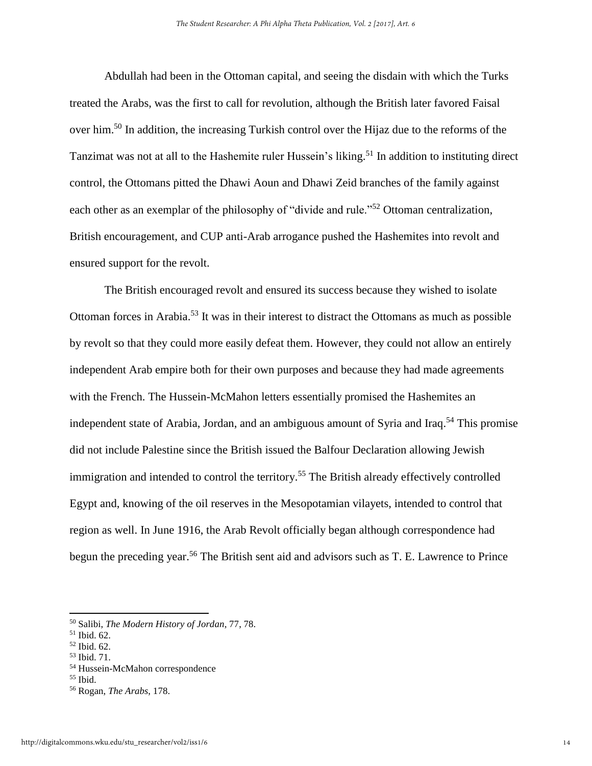Abdullah had been in the Ottoman capital, and seeing the disdain with which the Turks treated the Arabs, was the first to call for revolution, although the British later favored Faisal over him.[50] In addition, the increasing Turkish control over the Hijaz due to the reforms of the Tanzimat was not at all to the Hashemite ruler Hussein's liking.[51] In addition to instituting direct control, the Ottomans pitted the Dhawi Aoun and Dhawi Zeid branches of the family against each other as an exemplar of the philosophy of "divide and rule."[52] Ottoman centralization, British encouragement, and CUP anti-Arab arrogance pushed the Hashemites into revolt and ensured support for the revolt.

The British encouraged revolt and ensured its success because they wished to isolate Ottoman forces in Arabia.[53] It was in their interest to distract the Ottomans as much as possible by revolt so that they could more easily defeat them. However, they could not allow an entirely independent Arab empire both for their own purposes and because they had made agreements with the French. The Hussein-McMahon letters essentially promised the Hashemites an independent state of Arabia, Jordan, and an ambiguous amount of Syria and Iraq.[54] This promise did not include Palestine since the British issued the Balfour Declaration allowing Jewish immigration and intended to control the territory.[55] The British already effectively controlled Egypt and, knowing of the oil reserves in the Mesopotamian vilayets, intended to control that region as well. In June 1916, the Arab Revolt officially began although correspondence had begun the preceding year.[56] The British sent aid and advisors such as T. E. Lawrence to Prince

---

[50] Salibi, *The Modern History of Jordan*, 77, 78.
[51] Ibid. 62.
[52] Ibid. 62.
[53] Ibid. 71.
[54] Hussein-McMahon correspondence
[55] Ibid.
[56] Rogan, *The Arabs*, 178.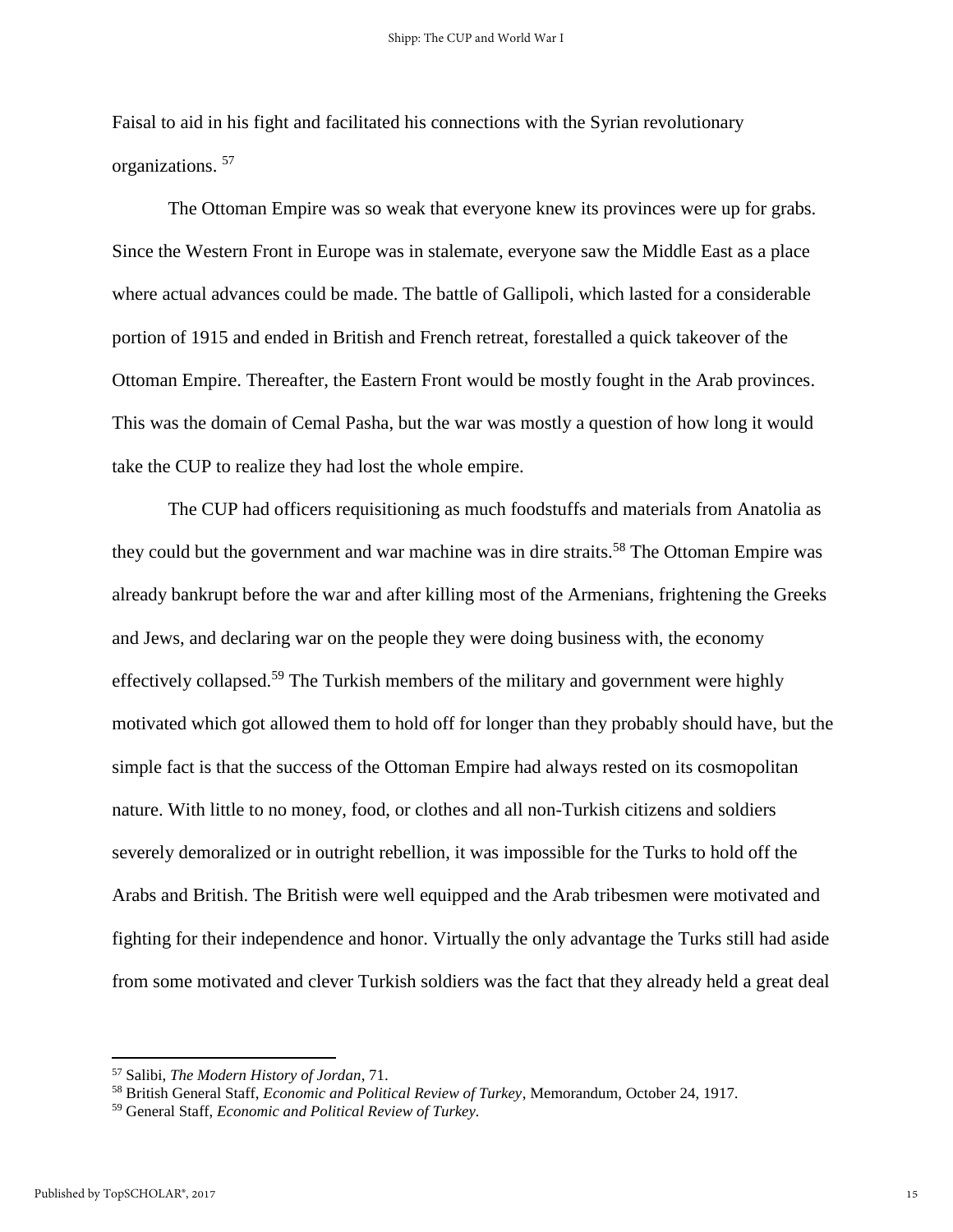Faisal to aid in his fight and facilitated his connections with the Syrian revolutionary organizations. [57]

The Ottoman Empire was so weak that everyone knew its provinces were up for grabs. Since the Western Front in Europe was in stalemate, everyone saw the Middle East as a place where actual advances could be made. The battle of Gallipoli, which lasted for a considerable portion of 1915 and ended in British and French retreat, forestalled a quick takeover of the Ottoman Empire. Thereafter, the Eastern Front would be mostly fought in the Arab provinces. This was the domain of Cemal Pasha, but the war was mostly a question of how long it would take the CUP to realize they had lost the whole empire.

The CUP had officers requisitioning as much foodstuffs and materials from Anatolia as they could but the government and war machine was in dire straits.[58] The Ottoman Empire was already bankrupt before the war and after killing most of the Armenians, frightening the Greeks and Jews, and declaring war on the people they were doing business with, the economy effectively collapsed.[59] The Turkish members of the military and government were highly motivated which got allowed them to hold off for longer than they probably should have, but the simple fact is that the success of the Ottoman Empire had always rested on its cosmopolitan nature. With little to no money, food, or clothes and all non-Turkish citizens and soldiers severely demoralized or in outright rebellion, it was impossible for the Turks to hold off the Arabs and British. The British were well equipped and the Arab tribesmen were motivated and fighting for their independence and honor. Virtually the only advantage the Turks still had aside from some motivated and clever Turkish soldiers was the fact that they already held a great deal

---

[57] Salibi, *The Modern History of Jordan*, 71.

[58] British General Staff, *Economic and Political Review of Turkey*, Memorandum, October 24, 1917.

[59] General Staff, *Economic and Political Review of Turkey.*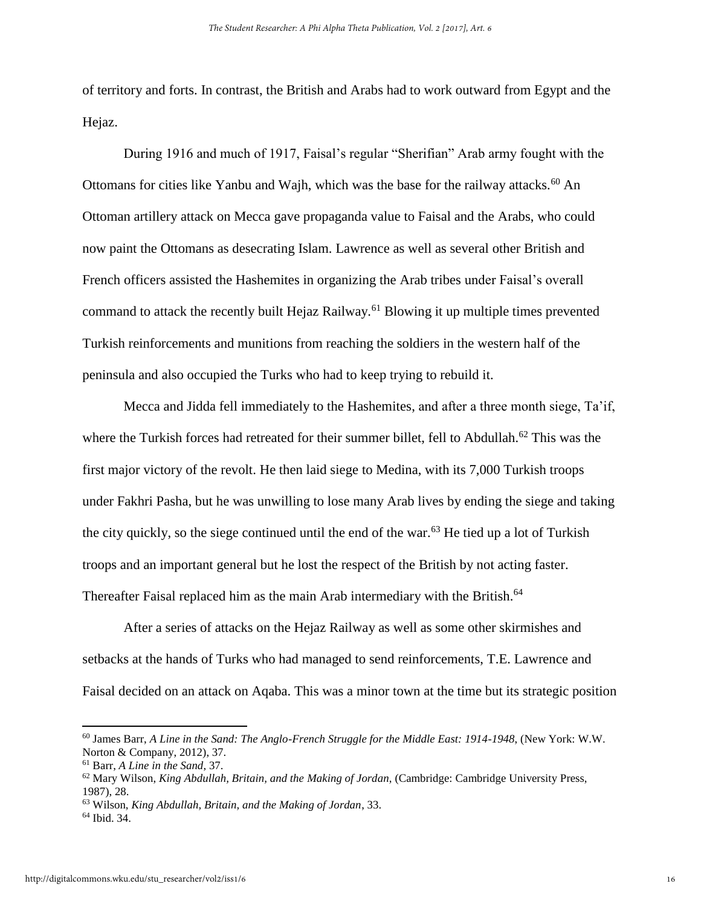of territory and forts. In contrast, the British and Arabs had to work outward from Egypt and the Hejaz.

During 1916 and much of 1917, Faisal's regular "Sherifian" Arab army fought with the Ottomans for cities like Yanbu and Wajh, which was the base for the railway attacks.[60] An Ottoman artillery attack on Mecca gave propaganda value to Faisal and the Arabs, who could now paint the Ottomans as desecrating Islam. Lawrence as well as several other British and French officers assisted the Hashemites in organizing the Arab tribes under Faisal's overall command to attack the recently built Hejaz Railway.[61] Blowing it up multiple times prevented Turkish reinforcements and munitions from reaching the soldiers in the western half of the peninsula and also occupied the Turks who had to keep trying to rebuild it.

Mecca and Jidda fell immediately to the Hashemites, and after a three month siege, Ta'if, where the Turkish forces had retreated for their summer billet, fell to Abdullah.[62] This was the first major victory of the revolt. He then laid siege to Medina, with its 7,000 Turkish troops under Fakhri Pasha, but he was unwilling to lose many Arab lives by ending the siege and taking the city quickly, so the siege continued until the end of the war.[63] He tied up a lot of Turkish troops and an important general but he lost the respect of the British by not acting faster. Thereafter Faisal replaced him as the main Arab intermediary with the British.[64]

After a series of attacks on the Hejaz Railway as well as some other skirmishes and setbacks at the hands of Turks who had managed to send reinforcements, T.E. Lawrence and Faisal decided on an attack on Aqaba. This was a minor town at the time but its strategic position

---

[60] James Barr, *A Line in the Sand: The Anglo-French Struggle for the Middle East: 1914-1948*, (New York: W.W. Norton & Company, 2012), 37.

[61] Barr, *A Line in the Sand*, 37.

[62] Mary Wilson, *King Abdullah, Britain, and the Making of Jordan*, (Cambridge: Cambridge University Press, 1987), 28.

[63] Wilson, *King Abdullah, Britain, and the Making of Jordan*, 33.

[64] Ibid. 34.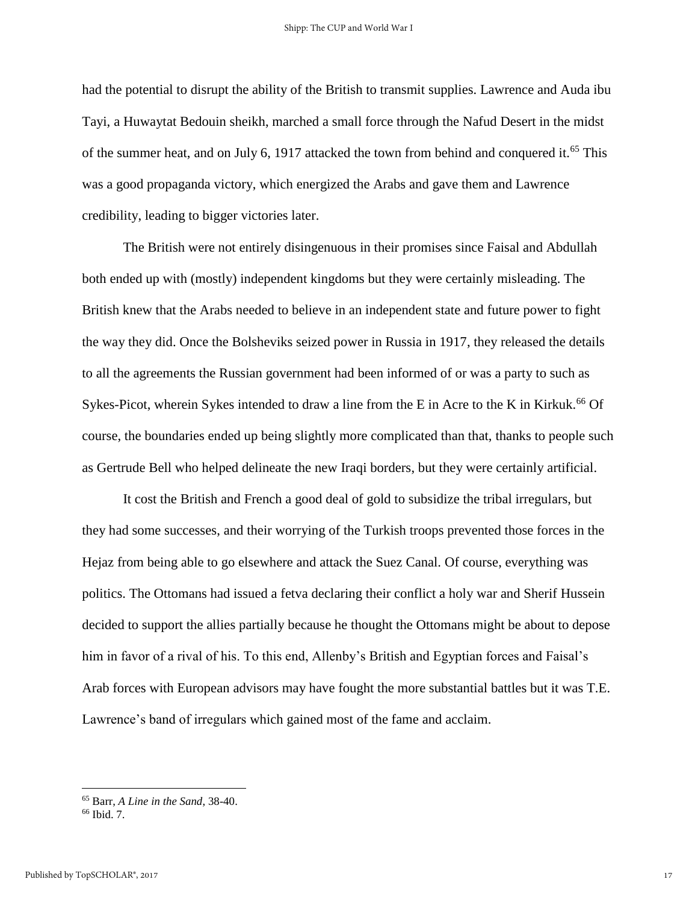had the potential to disrupt the ability of the British to transmit supplies. Lawrence and Auda ibu Tayi, a Huwaytat Bedouin sheikh, marched a small force through the Nafud Desert in the midst of the summer heat, and on July 6, 1917 attacked the town from behind and conquered it.[65] This was a good propaganda victory, which energized the Arabs and gave them and Lawrence credibility, leading to bigger victories later.

The British were not entirely disingenuous in their promises since Faisal and Abdullah both ended up with (mostly) independent kingdoms but they were certainly misleading. The British knew that the Arabs needed to believe in an independent state and future power to fight the way they did. Once the Bolsheviks seized power in Russia in 1917, they released the details to all the agreements the Russian government had been informed of or was a party to such as Sykes-Picot, wherein Sykes intended to draw a line from the E in Acre to the K in Kirkuk.[66] Of course, the boundaries ended up being slightly more complicated than that, thanks to people such as Gertrude Bell who helped delineate the new Iraqi borders, but they were certainly artificial.

It cost the British and French a good deal of gold to subsidize the tribal irregulars, but they had some successes, and their worrying of the Turkish troops prevented those forces in the Hejaz from being able to go elsewhere and attack the Suez Canal. Of course, everything was politics. The Ottomans had issued a fetva declaring their conflict a holy war and Sherif Hussein decided to support the allies partially because he thought the Ottomans might be about to depose him in favor of a rival of his. To this end, Allenby's British and Egyptian forces and Faisal's Arab forces with European advisors may have fought the more substantial battles but it was T.E. Lawrence's band of irregulars which gained most of the fame and acclaim.

---

[65] Barr, *A Line in the Sand*, 38-40.

[66] Ibid. 7.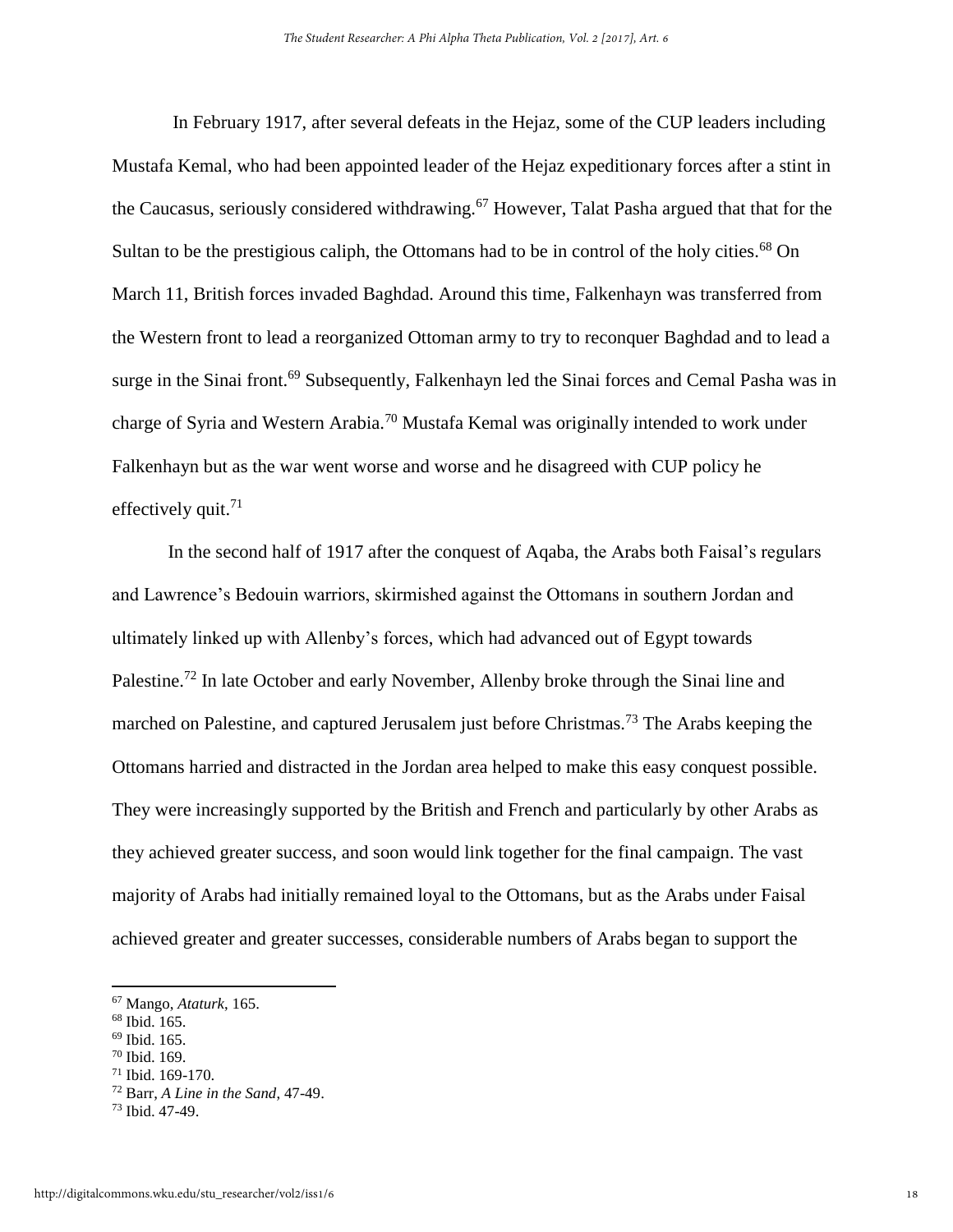In February 1917, after several defeats in the Hejaz, some of the CUP leaders including Mustafa Kemal, who had been appointed leader of the Hejaz expeditionary forces after a stint in the Caucasus, seriously considered withdrawing.[67] However, Talat Pasha argued that that for the Sultan to be the prestigious caliph, the Ottomans had to be in control of the holy cities.[68] On March 11, British forces invaded Baghdad. Around this time, Falkenhayn was transferred from the Western front to lead a reorganized Ottoman army to try to reconquer Baghdad and to lead a surge in the Sinai front.[69] Subsequently, Falkenhayn led the Sinai forces and Cemal Pasha was in charge of Syria and Western Arabia.[70] Mustafa Kemal was originally intended to work under Falkenhayn but as the war went worse and worse and he disagreed with CUP policy he effectively quit.[71]

In the second half of 1917 after the conquest of Aqaba, the Arabs both Faisal's regulars and Lawrence's Bedouin warriors, skirmished against the Ottomans in southern Jordan and ultimately linked up with Allenby's forces, which had advanced out of Egypt towards Palestine.[72] In late October and early November, Allenby broke through the Sinai line and marched on Palestine, and captured Jerusalem just before Christmas.[73] The Arabs keeping the Ottomans harried and distracted in the Jordan area helped to make this easy conquest possible. They were increasingly supported by the British and French and particularly by other Arabs as they achieved greater success, and soon would link together for the final campaign. The vast majority of Arabs had initially remained loyal to the Ottomans, but as the Arabs under Faisal achieved greater and greater successes, considerable numbers of Arabs began to support the

---

[67] Mango, *Ataturk*, 165.
[68] Ibid. 165.
[69] Ibid. 165.
[70] Ibid. 169.
[71] Ibid. 169-170.
[72] Barr, *A Line in the Sand*, 47-49.
[73] Ibid. 47-49.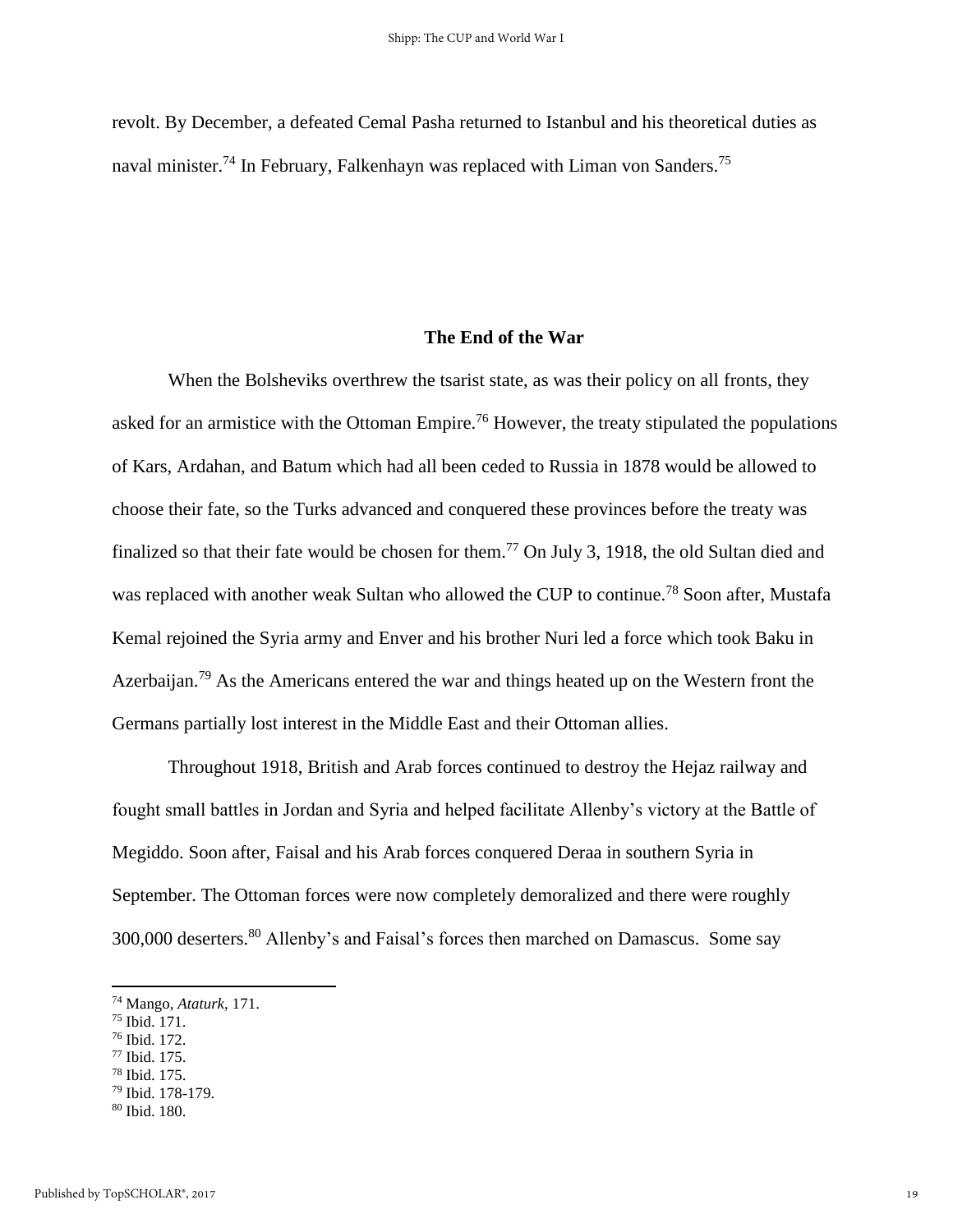revolt. By December, a defeated Cemal Pasha returned to Istanbul and his theoretical duties as naval minister.[74] In February, Falkenhayn was replaced with Liman von Sanders.[75]

## The End of the War

When the Bolsheviks overthrew the tsarist state, as was their policy on all fronts, they asked for an armistice with the Ottoman Empire.[76] However, the treaty stipulated the populations of Kars, Ardahan, and Batum which had all been ceded to Russia in 1878 would be allowed to choose their fate, so the Turks advanced and conquered these provinces before the treaty was finalized so that their fate would be chosen for them.[77] On July 3, 1918, the old Sultan died and was replaced with another weak Sultan who allowed the CUP to continue.[78] Soon after, Mustafa Kemal rejoined the Syria army and Enver and his brother Nuri led a force which took Baku in Azerbaijan.[79] As the Americans entered the war and things heated up on the Western front the Germans partially lost interest in the Middle East and their Ottoman allies.

Throughout 1918, British and Arab forces continued to destroy the Hejaz railway and fought small battles in Jordan and Syria and helped facilitate Allenby's victory at the Battle of Megiddo. Soon after, Faisal and his Arab forces conquered Deraa in southern Syria in September. The Ottoman forces were now completely demoralized and there were roughly 300,000 deserters.[80] Allenby's and Faisal's forces then marched on Damascus. Some say

---

[74] Mango, *Ataturk*, 171.
[75] Ibid. 171.
[76] Ibid. 172.
[77] Ibid. 175.
[78] Ibid. 175.
[79] Ibid. 178-179.
[80] Ibid. 180.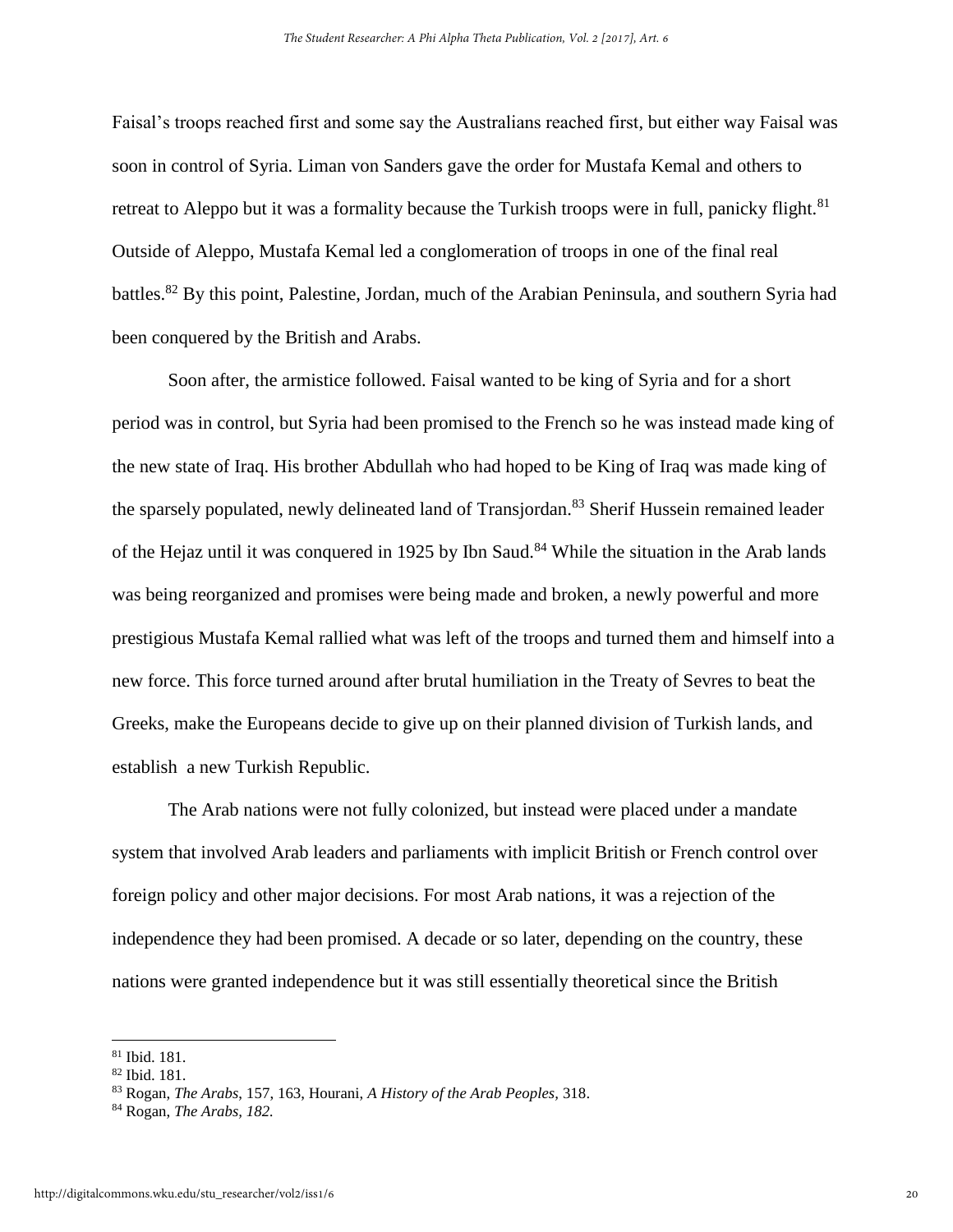Faisal's troops reached first and some say the Australians reached first, but either way Faisal was soon in control of Syria. Liman von Sanders gave the order for Mustafa Kemal and others to retreat to Aleppo but it was a formality because the Turkish troops were in full, panicky flight.[81] Outside of Aleppo, Mustafa Kemal led a conglomeration of troops in one of the final real battles.[82] By this point, Palestine, Jordan, much of the Arabian Peninsula, and southern Syria had been conquered by the British and Arabs.

Soon after, the armistice followed. Faisal wanted to be king of Syria and for a short period was in control, but Syria had been promised to the French so he was instead made king of the new state of Iraq. His brother Abdullah who had hoped to be King of Iraq was made king of the sparsely populated, newly delineated land of Transjordan.[83] Sherif Hussein remained leader of the Hejaz until it was conquered in 1925 by Ibn Saud.[84] While the situation in the Arab lands was being reorganized and promises were being made and broken, a newly powerful and more prestigious Mustafa Kemal rallied what was left of the troops and turned them and himself into a new force. This force turned around after brutal humiliation in the Treaty of Sevres to beat the Greeks, make the Europeans decide to give up on their planned division of Turkish lands, and establish a new Turkish Republic.

The Arab nations were not fully colonized, but instead were placed under a mandate system that involved Arab leaders and parliaments with implicit British or French control over foreign policy and other major decisions. For most Arab nations, it was a rejection of the independence they had been promised. A decade or so later, depending on the country, these nations were granted independence but it was still essentially theoretical since the British

---

[81] Ibid. 181.

[82] Ibid. 181.

[83] Rogan, *The Arabs*, 157, 163, Hourani, *A History of the Arab Peoples,* 318.

[84] Rogan, *The Arabs, 182.*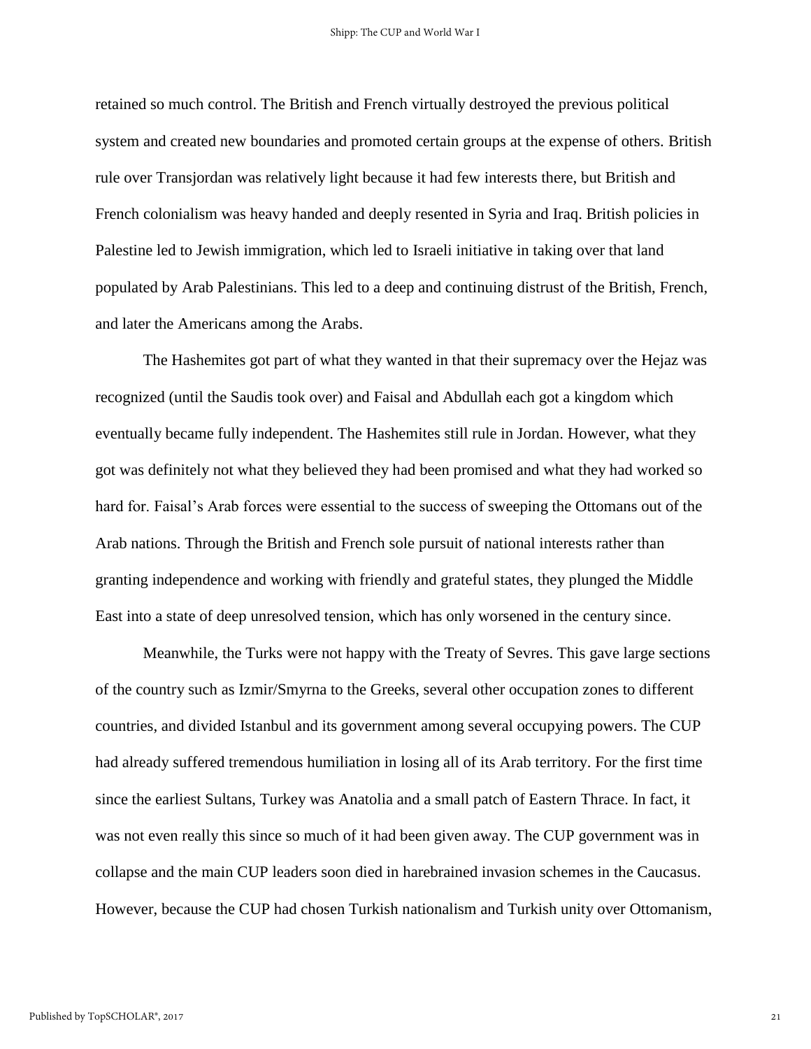retained so much control. The British and French virtually destroyed the previous political system and created new boundaries and promoted certain groups at the expense of others. British rule over Transjordan was relatively light because it had few interests there, but British and French colonialism was heavy handed and deeply resented in Syria and Iraq. British policies in Palestine led to Jewish immigration, which led to Israeli initiative in taking over that land populated by Arab Palestinians. This led to a deep and continuing distrust of the British, French, and later the Americans among the Arabs.

The Hashemites got part of what they wanted in that their supremacy over the Hejaz was recognized (until the Saudis took over) and Faisal and Abdullah each got a kingdom which eventually became fully independent. The Hashemites still rule in Jordan. However, what they got was definitely not what they believed they had been promised and what they had worked so hard for. Faisal's Arab forces were essential to the success of sweeping the Ottomans out of the Arab nations. Through the British and French sole pursuit of national interests rather than granting independence and working with friendly and grateful states, they plunged the Middle East into a state of deep unresolved tension, which has only worsened in the century since.

Meanwhile, the Turks were not happy with the Treaty of Sevres. This gave large sections of the country such as Izmir/Smyrna to the Greeks, several other occupation zones to different countries, and divided Istanbul and its government among several occupying powers. The CUP had already suffered tremendous humiliation in losing all of its Arab territory. For the first time since the earliest Sultans, Turkey was Anatolia and a small patch of Eastern Thrace. In fact, it was not even really this since so much of it had been given away. The CUP government was in collapse and the main CUP leaders soon died in harebrained invasion schemes in the Caucasus. However, because the CUP had chosen Turkish nationalism and Turkish unity over Ottomanism,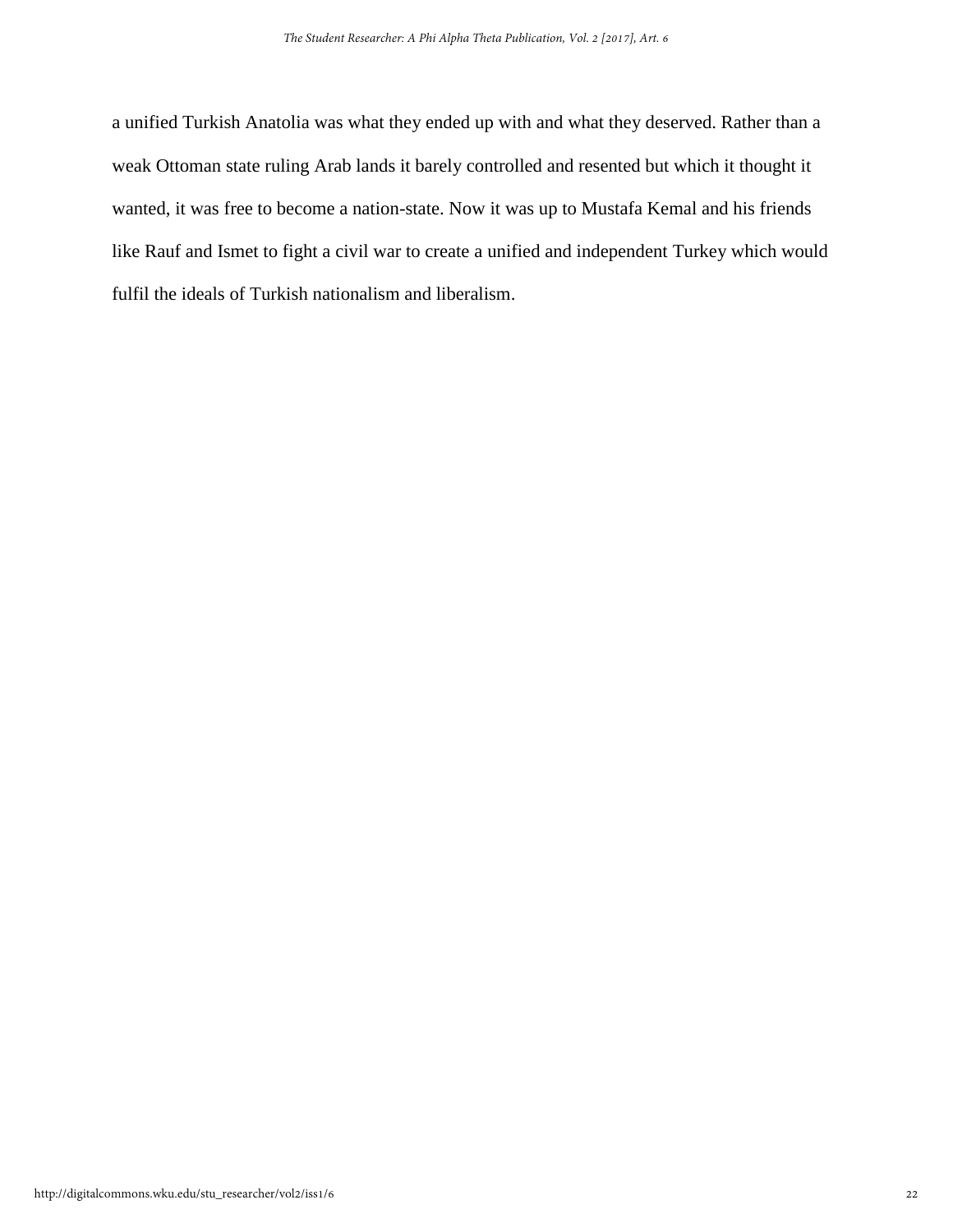a unified Turkish Anatolia was what they ended up with and what they deserved. Rather than a weak Ottoman state ruling Arab lands it barely controlled and resented but which it thought it wanted, it was free to become a nation-state. Now it was up to Mustafa Kemal and his friends like Rauf and Ismet to fight a civil war to create a unified and independent Turkey which would fulfil the ideals of Turkish nationalism and liberalism.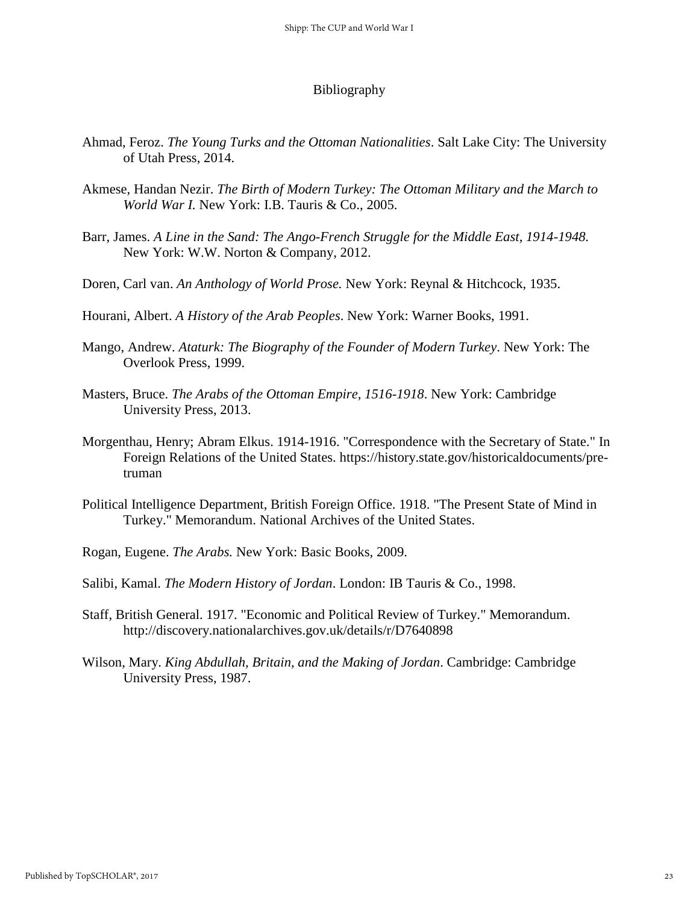# Bibliography

Ahmad, Feroz. *The Young Turks and the Ottoman Nationalities*. Salt Lake City: The University of Utah Press, 2014.

Akmese, Handan Nezir. *The Birth of Modern Turkey: The Ottoman Military and the March to World War I.* New York: I.B. Tauris & Co., 2005.

Barr, James. *A Line in the Sand: The Ango-French Struggle for the Middle East, 1914-1948.* New York: W.W. Norton & Company, 2012.

Doren, Carl van. *An Anthology of World Prose.* New York: Reynal & Hitchcock, 1935.

Hourani, Albert. *A History of the Arab Peoples*. New York: Warner Books, 1991.

Mango, Andrew. *Ataturk: The Biography of the Founder of Modern Turkey*. New York: The Overlook Press, 1999.

Masters, Bruce. *The Arabs of the Ottoman Empire, 1516-1918*. New York: Cambridge University Press, 2013.

Morgenthau, Henry; Abram Elkus. 1914-1916. "Correspondence with the Secretary of State." In Foreign Relations of the United States. https://history.state.gov/historicaldocuments/pre-truman

Political Intelligence Department, British Foreign Office. 1918. "The Present State of Mind in Turkey." Memorandum. National Archives of the United States.

Rogan, Eugene. *The Arabs.* New York: Basic Books, 2009.

Salibi, Kamal. *The Modern History of Jordan*. London: IB Tauris & Co., 1998.

Staff, British General. 1917. "Economic and Political Review of Turkey." Memorandum. http://discovery.nationalarchives.gov.uk/details/r/D7640898

Wilson, Mary. *King Abdullah, Britain, and the Making of Jordan*. Cambridge: Cambridge University Press, 1987.